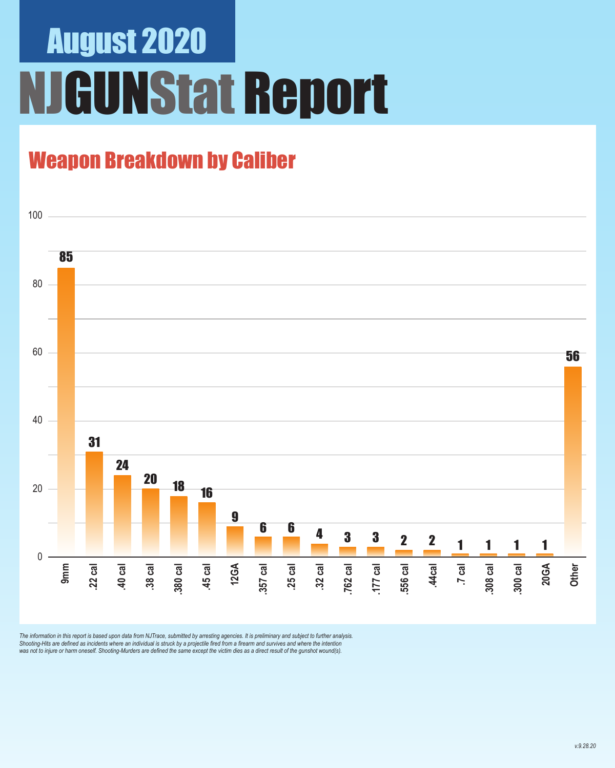# August 2020

# NJGUNStat Report

## Weapon Breakdown by Caliber

| Caliber | Count |
|---|---|
| 9mm | 85 |
| .22 cal | 31 |
| .40 cal | 24 |
| .38 cal | 20 |
| .380 cal | 18 |
| .45 cal | 16 |
| 12GA | 9 |
| .357 cal | 6 |
| .25 cal | 6 |
| .32 cal | 4 |
| .762 cal | 3 |
| .177 cal | 3 |
| .556 cal | 2 |
| .44cal | 2 |
| .7 cal | 1 |
| .308 cal | 1 |
| .300 cal | 1 |
| 20GA | 1 |
| Other | 56 |

*The information in this report is based upon data from NJTrace, submitted by arresting agencies. It is preliminary and subject to further analysis. Shooting-Hits are defined as incidents where an individual is struck by a projectile fired from a firearm and survives and where the intention was not to injure or harm oneself. Shooting-Murders are defined the same except the victim dies as a direct result of the gunshot wound(s).*

*v.9.28.20*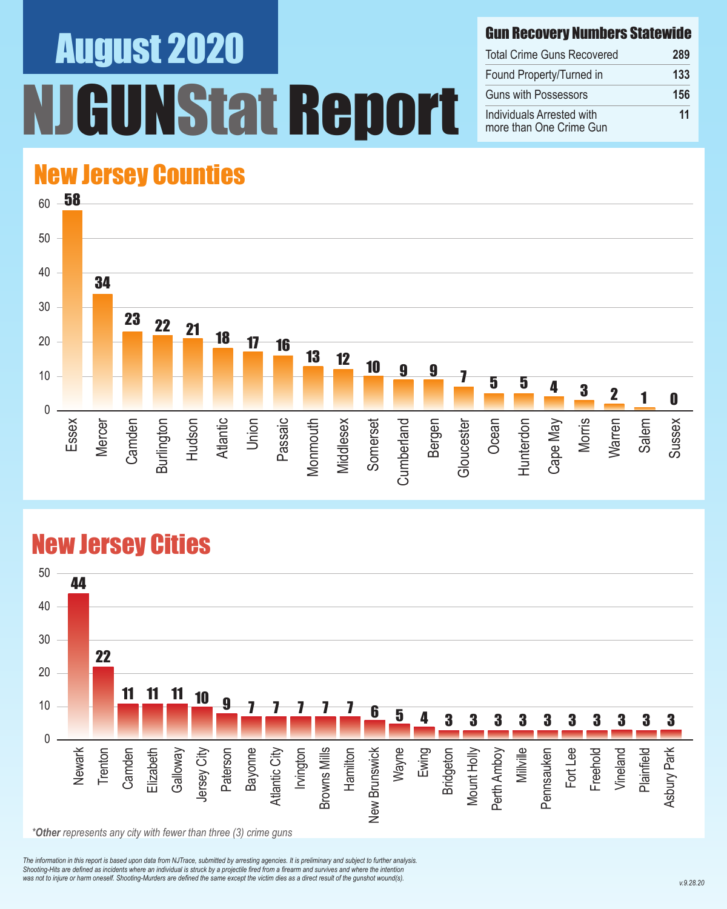# August 2020

# NJGUNStat Report

## Gun Recovery Numbers Statewide

| Gun Recovery Numbers Statewide | |
|---|---|
| Total Crime Guns Recovered | 289 |
| Found Property/Turned in | 133 |
| Guns with Possessors | 156 |
| Individuals Arrested with more than One Crime Gun | 11 |

## New Jersey Counties

| County | Count |
|---|---|
| Essex | 58 |
| Mercer | 34 |
| Camden | 23 |
| Burlington | 22 |
| Hudson | 21 |
| Atlantic | 18 |
| Union | 17 |
| Passaic | 16 |
| Monmouth | 13 |
| Middlesex | 12 |
| Somerset | 10 |
| Cumberland | 9 |
| Bergen | 9 |
| Gloucester | 7 |
| Ocean | 5 |
| Hunterdon | 5 |
| Cape May | 4 |
| Morris | 3 |
| Warren | 2 |
| Salem | 1 |
| Sussex | 0 |

## New Jersey Cities

| City | Count |
|---|---|
| Newark | 44 |
| Trenton | 22 |
| Camden | 11 |
| Elizabeth | 11 |
| Galloway | 11 |
| Jersey City | 10 |
| Paterson | 9 |
| Bayonne | 7 |
| Atlantic City | 7 |
| Irvington | 7 |
| Browns Mills | 7 |
| Hamilton | 7 |
| New Brunswick | 6 |
| Wayne | 5 |
| Ewing | 4 |
| Bridgeton | 3 |
| Mount Holly | 3 |
| Perth Amboy | 3 |
| Millville | 3 |
| Pennsauken | 3 |
| Fort Lee | 3 |
| Freehold | 3 |
| Vineland | 3 |
| Plainfield | 3 |
| Asbury Park | 3 |

*\*Other represents any city with fewer than three (3) crime guns*

*The information in this report is based upon data from NJTrace, submitted by arresting agencies. It is preliminary and subject to further analysis. Shooting-Hits are defined as incidents where an individual is struck by a projectile fired from a firearm and survives and where the intention was not to injure or harm oneself. Shooting-Murders are defined the same except the victim dies as a direct result of the gunshot wound(s).*

v.9.28.20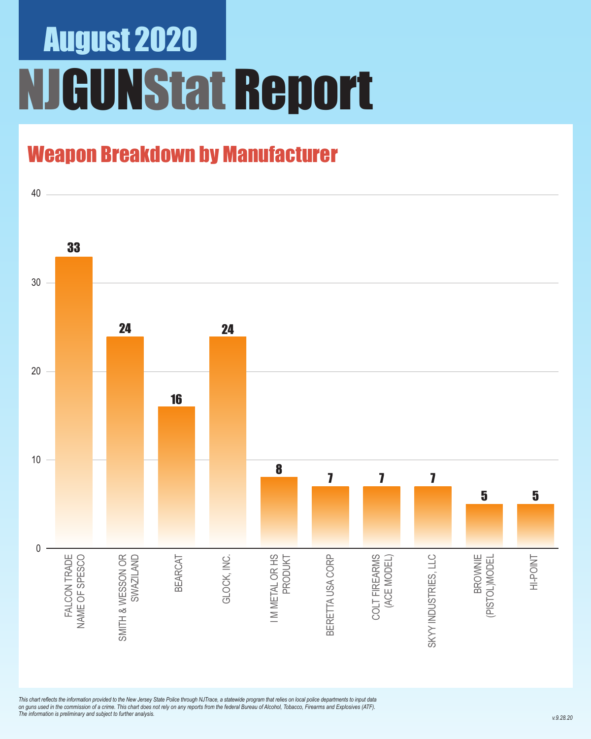# August 2020

# NJGUNStat Report

## Weapon Breakdown by Manufacturer

| Manufacturer | Count |
|---|---|
| FALCON TRADE NAME OF SPESCO | 33 |
| SMITH & WESSON OR SWAZILAND | 24 |
| BEARCAT | 16 |
| GLOCK, INC. | 24 |
| I M METAL OR HS PRODUKT | 8 |
| BERETTA USA CORP | 7 |
| COLT FIREARMS (ACE MODEL) | 7 |
| SKYY INDUSTRIES, LLC | 7 |
| BROWNIE (PISTOL)MODEL | 5 |
| HI-POINT | 5 |

*This chart reflects the information provided to the New Jersey State Police through NJTrace, a statewide program that relies on local police departments to input data on guns used in the commission of a crime. This chart does not rely on any reports from the federal Bureau of Alcohol, Tobacco, Firearms and Explosives (ATF). The information is preliminary and subject to further analysis.*

*v.9.28.20*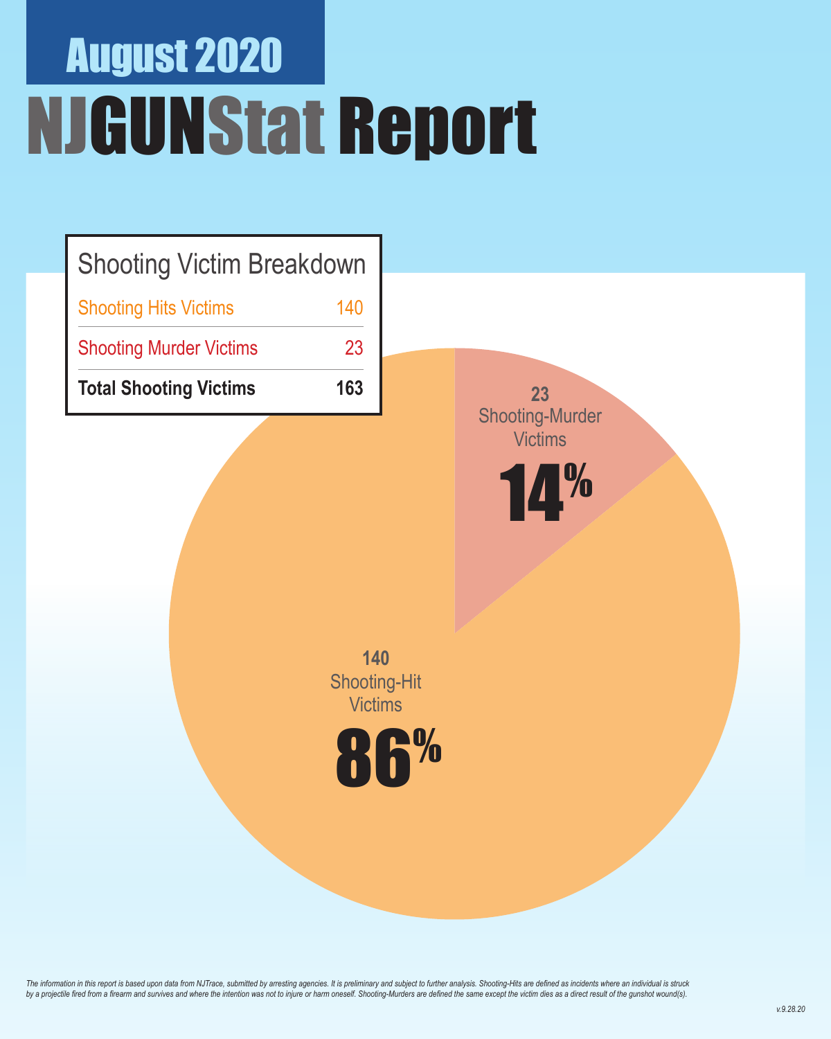# August 2020

# NJGUNStat Report

## Shooting Victim Breakdown

| | |
|---|---|
| Shooting Hits Victims | 140 |
| Shooting Murder Victims | 23 |
| **Total Shooting Victims** | **163** |

23
Shooting-Murder
Victims
14%

140
Shooting-Hit
Victims
86%

*The information in this report is based upon data from NJTrace, submitted by arresting agencies. It is preliminary and subject to further analysis. Shooting-Hits are defined as incidents where an individual is struck by a projectile fired from a firearm and survives and where the intention was not to injure or harm oneself. Shooting-Murders are defined the same except the victim dies as a direct result of the gunshot wound(s).*

*v.9.28.20*